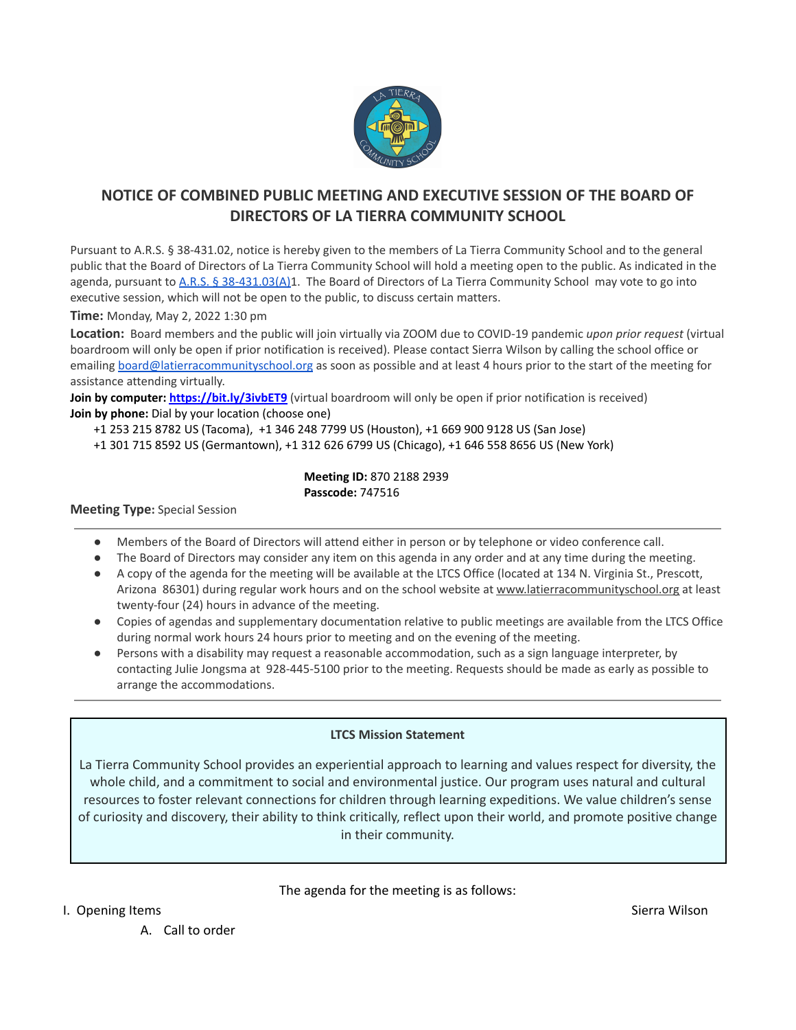# NOTICE OF COMBINED PUBLIC MEETING AND EXECUTIVE SESSION OF THE BOARD OF DIRECTORS OF LA TIERRA COMMUNITY SCHOOL

Pursuant to A.R.S. § 38-431.02, notice is hereby given to the members of La Tierra Community School and to the general public that the Board of Directors of La Tierra Community School will hold a meeting open to the public. As indicated in the agenda, pursuant to [A.R.S. § 38-431.03(A)](A.R.S. § 38-431.03(A))1. The Board of Directors of La Tierra Community School may vote to go into executive session, which will not be open to the public, to discuss certain matters.

**Time:** Monday, May 2, 2022 1:30 pm

**Location:** Board members and the public will join virtually via ZOOM due to COVID-19 pandemic *upon prior request* (virtual boardroom will only be open if prior notification is received). Please contact Sierra Wilson by calling the school office or emailing board@latierracommunityschool.org as soon as possible and at least 4 hours prior to the start of the meeting for assistance attending virtually.

**Join by computer: https://bit.ly/3ivbET9** (virtual boardroom will only be open if prior notification is received)

**Join by phone:** Dial by your location (choose one)

+1 253 215 8782 US (Tacoma), +1 346 248 7799 US (Houston), +1 669 900 9128 US (San Jose)
+1 301 715 8592 US (Germantown), +1 312 626 6799 US (Chicago), +1 646 558 8656 US (New York)

**Meeting ID:** 870 2188 2939
**Passcode:** 747516

**Meeting Type:** Special Session

---

- Members of the Board of Directors will attend either in person or by telephone or video conference call.
- The Board of Directors may consider any item on this agenda in any order and at any time during the meeting.
- A copy of the agenda for the meeting will be available at the LTCS Office (located at 134 N. Virginia St., Prescott, Arizona 86301) during regular work hours and on the school website at www.latierracommunityschool.org at least twenty-four (24) hours in advance of the meeting.
- Copies of agendas and supplementary documentation relative to public meetings are available from the LTCS Office during normal work hours 24 hours prior to meeting and on the evening of the meeting.
- Persons with a disability may request a reasonable accommodation, such as a sign language interpreter, by contacting Julie Jongsma at 928-445-5100 prior to the meeting. Requests should be made as early as possible to arrange the accommodations.

---

**LTCS Mission Statement**

La Tierra Community School provides an experiential approach to learning and values respect for diversity, the whole child, and a commitment to social and environmental justice. Our program uses natural and cultural resources to foster relevant connections for children through learning expeditions. We value children's sense of curiosity and discovery, their ability to think critically, reflect upon their world, and promote positive change in their community.

The agenda for the meeting is as follows:

I. Opening Items — Sierra Wilson

A. Call to order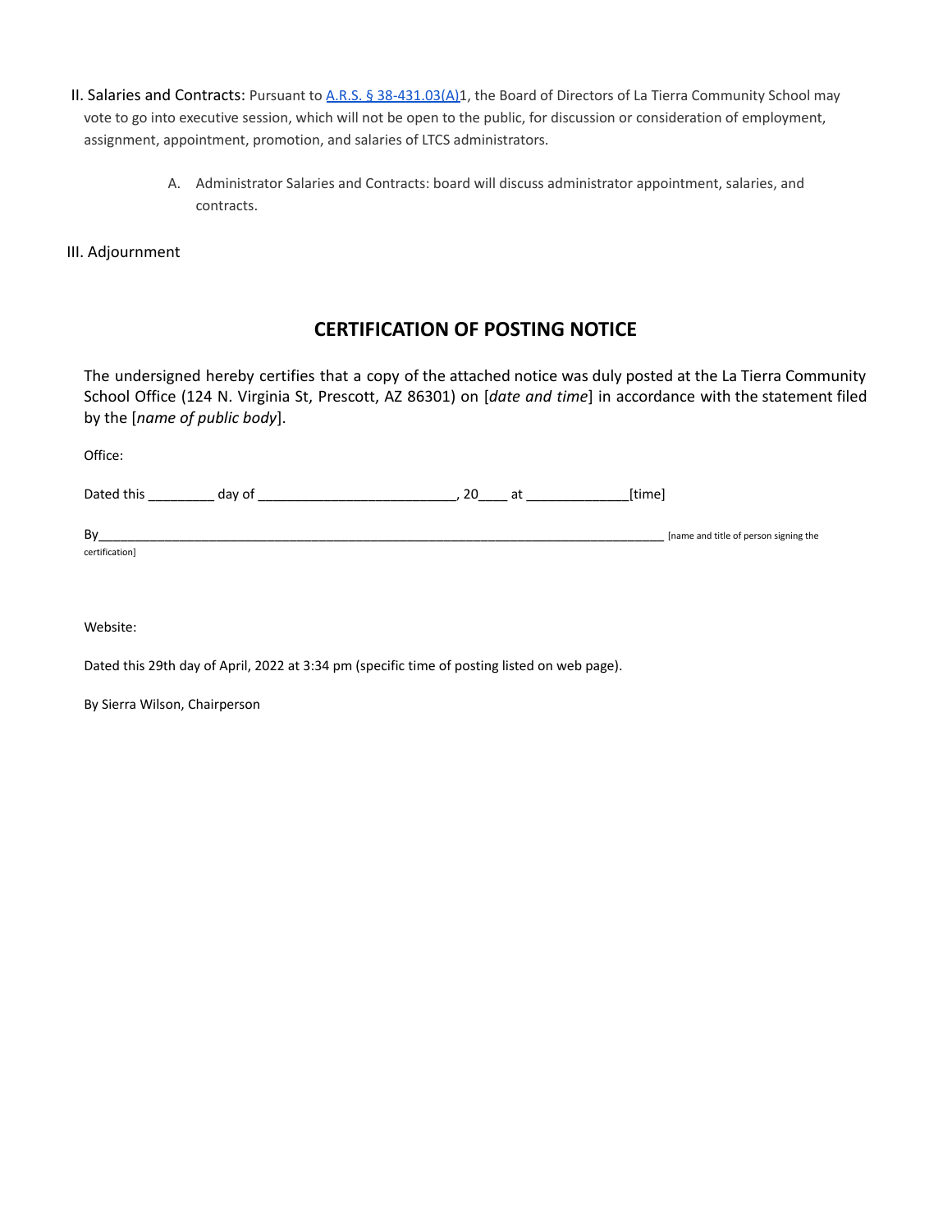II. Salaries and Contracts: Pursuant to [A.R.S. § 38-431.03(A)1](#), the Board of Directors of La Tierra Community School may vote to go into executive session, which will not be open to the public, for discussion or consideration of employment, assignment, appointment, promotion, and salaries of LTCS administrators.

A. Administrator Salaries and Contracts: board will discuss administrator appointment, salaries, and contracts.

III. Adjournment

## CERTIFICATION OF POSTING NOTICE

The undersigned hereby certifies that a copy of the attached notice was duly posted at the La Tierra Community School Office (124 N. Virginia St, Prescott, AZ 86301) on [*date and time*] in accordance with the statement filed by the [*name of public body*].

Office:

Dated this _________ day of ___________________________, 20____ at ______________[time]

By_________________________________________________________________________________ [name and title of person signing the certification]

Website:

Dated this 29th day of April, 2022 at 3:34 pm (specific time of posting listed on web page).

By Sierra Wilson, Chairperson